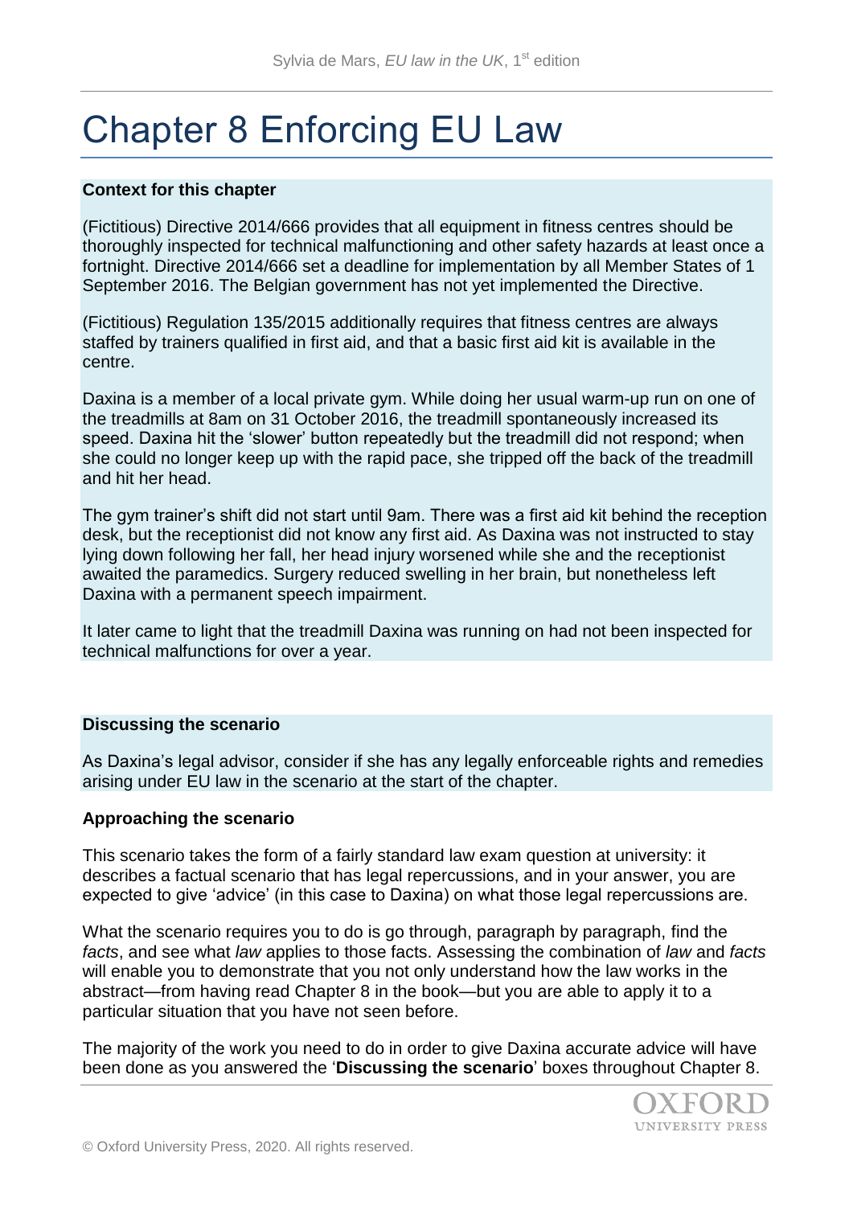# Chapter 8 Enforcing EU Law

**Context for this chapter**

(Fictitious) Directive 2014/666 provides that all equipment in fitness centres should be thoroughly inspected for technical malfunctioning and other safety hazards at least once a fortnight. Directive 2014/666 set a deadline for implementation by all Member States of 1 September 2016. The Belgian government has not yet implemented the Directive.

(Fictitious) Regulation 135/2015 additionally requires that fitness centres are always staffed by trainers qualified in first aid, and that a basic first aid kit is available in the centre.

Daxina is a member of a local private gym. While doing her usual warm-up run on one of the treadmills at 8am on 31 October 2016, the treadmill spontaneously increased its speed. Daxina hit the 'slower' button repeatedly but the treadmill did not respond; when she could no longer keep up with the rapid pace, she tripped off the back of the treadmill and hit her head.

The gym trainer's shift did not start until 9am. There was a first aid kit behind the reception desk, but the receptionist did not know any first aid. As Daxina was not instructed to stay lying down following her fall, her head injury worsened while she and the receptionist awaited the paramedics. Surgery reduced swelling in her brain, but nonetheless left Daxina with a permanent speech impairment.

It later came to light that the treadmill Daxina was running on had not been inspected for technical malfunctions for over a year.

**Discussing the scenario**

As Daxina's legal advisor, consider if she has any legally enforceable rights and remedies arising under EU law in the scenario at the start of the chapter.

**Approaching the scenario**

This scenario takes the form of a fairly standard law exam question at university: it describes a factual scenario that has legal repercussions, and in your answer, you are expected to give 'advice' (in this case to Daxina) on what those legal repercussions are.

What the scenario requires you to do is go through, paragraph by paragraph, find the *facts*, and see what *law* applies to those facts. Assessing the combination of *law* and *facts* will enable you to demonstrate that you not only understand how the law works in the abstract—from having read Chapter 8 in the book—but you are able to apply it to a particular situation that you have not seen before.

The majority of the work you need to do in order to give Daxina accurate advice will have been done as you answered the '**Discussing the scenario**' boxes throughout Chapter 8.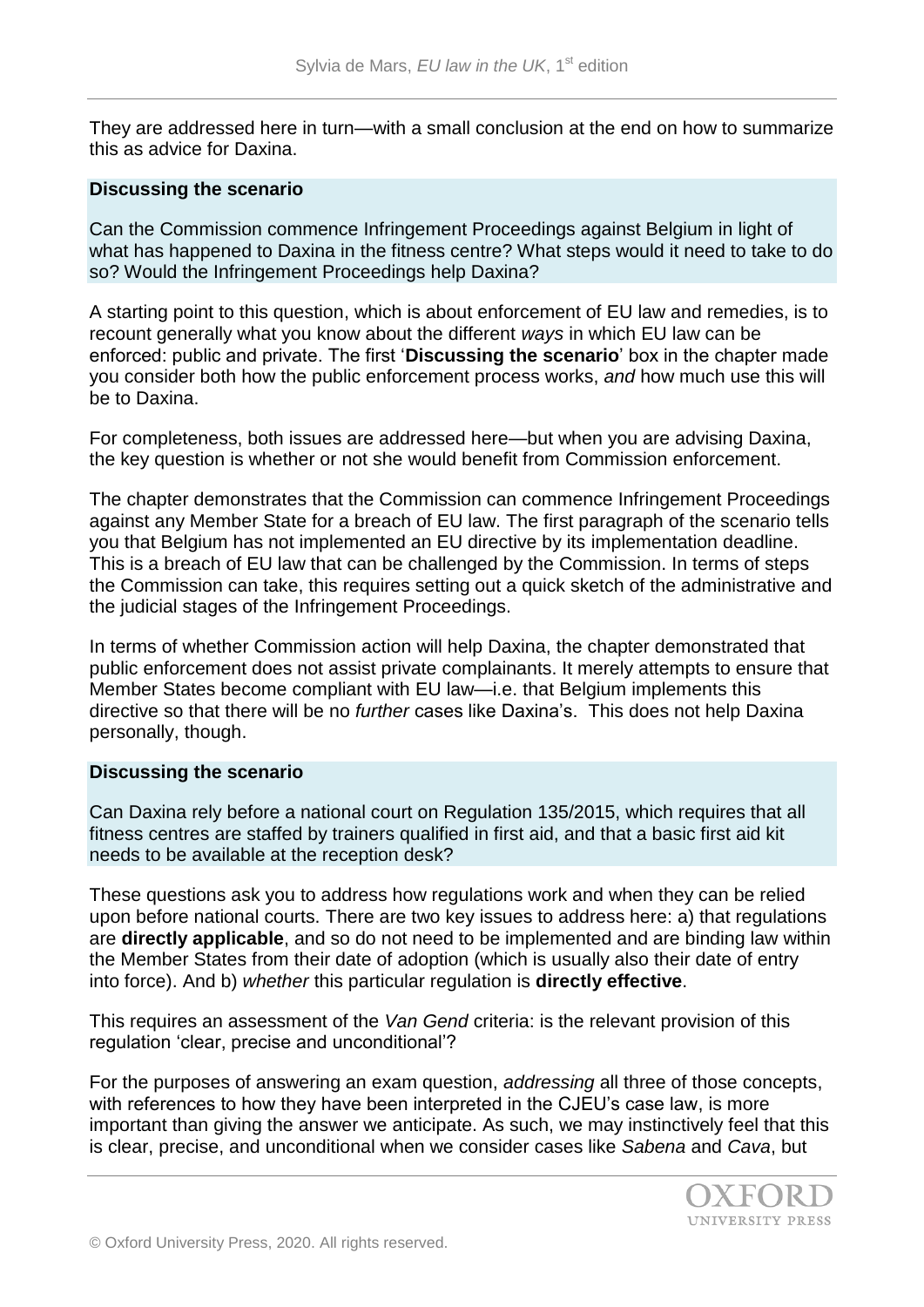They are addressed here in turn—with a small conclusion at the end on how to summarize this as advice for Daxina.

**Discussing the scenario**

Can the Commission commence Infringement Proceedings against Belgium in light of what has happened to Daxina in the fitness centre? What steps would it need to take to do so? Would the Infringement Proceedings help Daxina?

A starting point to this question, which is about enforcement of EU law and remedies, is to recount generally what you know about the different *ways* in which EU law can be enforced: public and private. The first '**Discussing the scenario**' box in the chapter made you consider both how the public enforcement process works, *and* how much use this will be to Daxina.

For completeness, both issues are addressed here—but when you are advising Daxina, the key question is whether or not she would benefit from Commission enforcement.

The chapter demonstrates that the Commission can commence Infringement Proceedings against any Member State for a breach of EU law. The first paragraph of the scenario tells you that Belgium has not implemented an EU directive by its implementation deadline. This is a breach of EU law that can be challenged by the Commission. In terms of steps the Commission can take, this requires setting out a quick sketch of the administrative and the judicial stages of the Infringement Proceedings.

In terms of whether Commission action will help Daxina, the chapter demonstrated that public enforcement does not assist private complainants. It merely attempts to ensure that Member States become compliant with EU law—i.e. that Belgium implements this directive so that there will be no *further* cases like Daxina's. This does not help Daxina personally, though.

**Discussing the scenario**

Can Daxina rely before a national court on Regulation 135/2015, which requires that all fitness centres are staffed by trainers qualified in first aid, and that a basic first aid kit needs to be available at the reception desk?

These questions ask you to address how regulations work and when they can be relied upon before national courts. There are two key issues to address here: a) that regulations are **directly applicable**, and so do not need to be implemented and are binding law within the Member States from their date of adoption (which is usually also their date of entry into force). And b) *whether* this particular regulation is **directly effective**.

This requires an assessment of the *Van Gend* criteria: is the relevant provision of this regulation 'clear, precise and unconditional'?

For the purposes of answering an exam question, *addressing* all three of those concepts, with references to how they have been interpreted in the CJEU's case law, is more important than giving the answer we anticipate. As such, we may instinctively feel that this is clear, precise, and unconditional when we consider cases like *Sabena* and *Cava*, but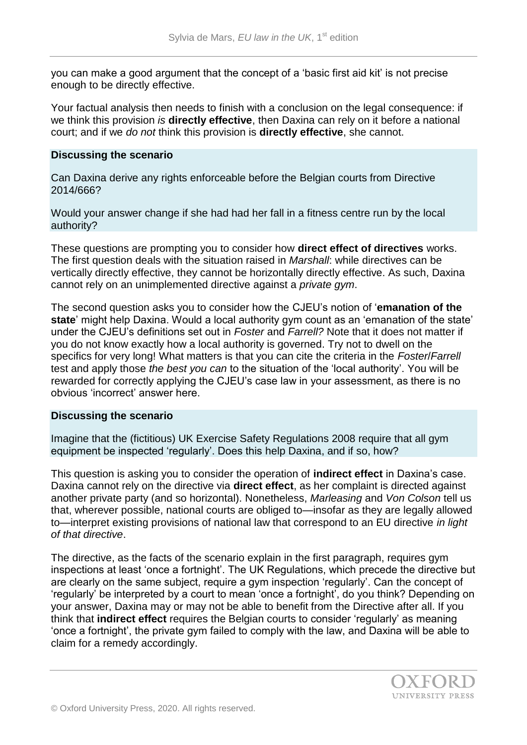you can make a good argument that the concept of a 'basic first aid kit' is not precise enough to be directly effective.

Your factual analysis then needs to finish with a conclusion on the legal consequence: if we think this provision *is* **directly effective**, then Daxina can rely on it before a national court; and if we *do not* think this provision is **directly effective**, she cannot.

**Discussing the scenario**

Can Daxina derive any rights enforceable before the Belgian courts from Directive 2014/666?

Would your answer change if she had had her fall in a fitness centre run by the local authority?

These questions are prompting you to consider how **direct effect of directives** works. The first question deals with the situation raised in *Marshall*: while directives can be vertically directly effective, they cannot be horizontally directly effective. As such, Daxina cannot rely on an unimplemented directive against a *private gym*.

The second question asks you to consider how the CJEU's notion of '**emanation of the state**' might help Daxina. Would a local authority gym count as an 'emanation of the state' under the CJEU's definitions set out in *Foster* and *Farrell?* Note that it does not matter if you do not know exactly how a local authority is governed. Try not to dwell on the specifics for very long! What matters is that you can cite the criteria in the *Foster*/*Farrell* test and apply those *the best you can* to the situation of the 'local authority'. You will be rewarded for correctly applying the CJEU's case law in your assessment, as there is no obvious 'incorrect' answer here.

**Discussing the scenario**

Imagine that the (fictitious) UK Exercise Safety Regulations 2008 require that all gym equipment be inspected 'regularly'. Does this help Daxina, and if so, how?

This question is asking you to consider the operation of **indirect effect** in Daxina's case. Daxina cannot rely on the directive via **direct effect**, as her complaint is directed against another private party (and so horizontal). Nonetheless, *Marleasing* and *Von Colson* tell us that, wherever possible, national courts are obliged to—insofar as they are legally allowed to—interpret existing provisions of national law that correspond to an EU directive *in light of that directive*.

The directive, as the facts of the scenario explain in the first paragraph, requires gym inspections at least 'once a fortnight'. The UK Regulations, which precede the directive but are clearly on the same subject, require a gym inspection 'regularly'. Can the concept of 'regularly' be interpreted by a court to mean 'once a fortnight', do you think? Depending on your answer, Daxina may or may not be able to benefit from the Directive after all. If you think that **indirect effect** requires the Belgian courts to consider 'regularly' as meaning 'once a fortnight', the private gym failed to comply with the law, and Daxina will be able to claim for a remedy accordingly.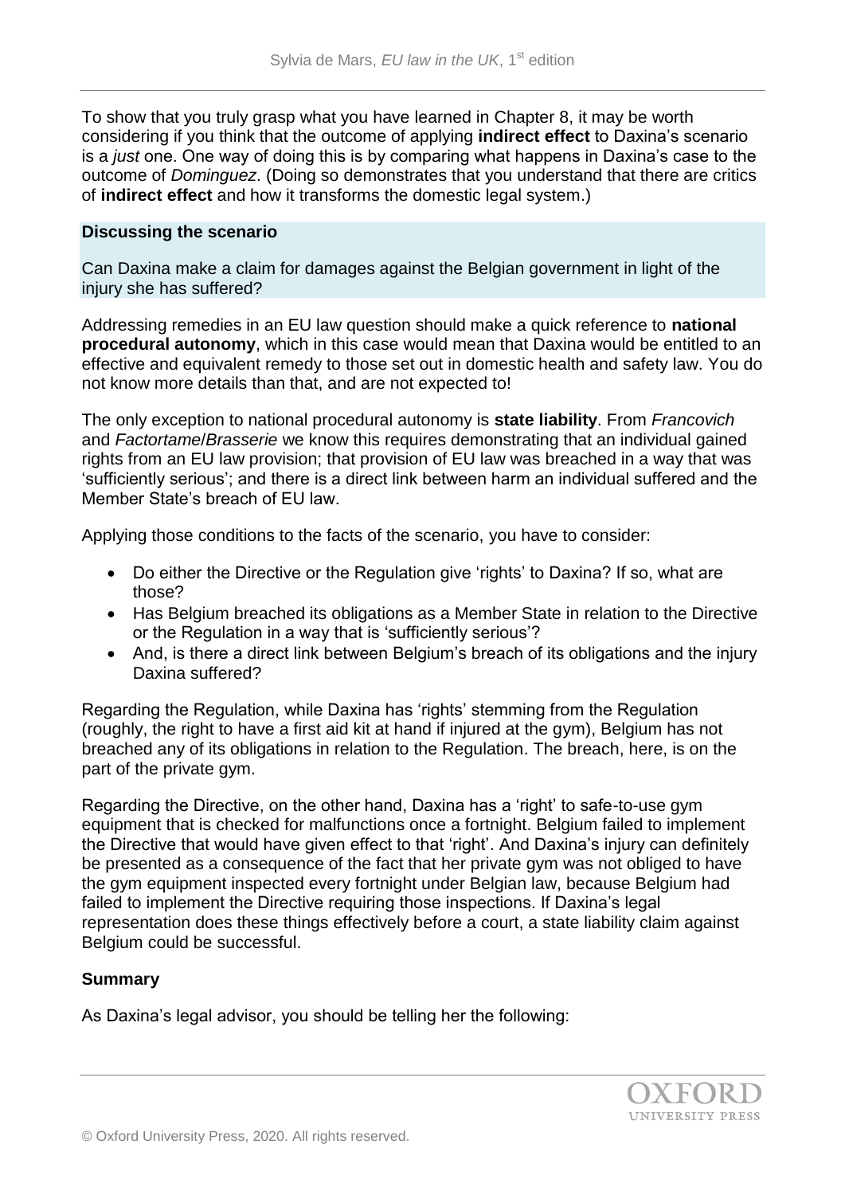To show that you truly grasp what you have learned in Chapter 8, it may be worth considering if you think that the outcome of applying **indirect effect** to Daxina's scenario is a *just* one. One way of doing this is by comparing what happens in Daxina's case to the outcome of *Dominguez*. (Doing so demonstrates that you understand that there are critics of **indirect effect** and how it transforms the domestic legal system.)

**Discussing the scenario**

Can Daxina make a claim for damages against the Belgian government in light of the injury she has suffered?

Addressing remedies in an EU law question should make a quick reference to **national procedural autonomy**, which in this case would mean that Daxina would be entitled to an effective and equivalent remedy to those set out in domestic health and safety law. You do not know more details than that, and are not expected to!

The only exception to national procedural autonomy is **state liability**. From *Francovich* and *Factortame*/*Brasserie* we know this requires demonstrating that an individual gained rights from an EU law provision; that provision of EU law was breached in a way that was 'sufficiently serious'; and there is a direct link between harm an individual suffered and the Member State's breach of EU law.

Applying those conditions to the facts of the scenario, you have to consider:

- Do either the Directive or the Regulation give 'rights' to Daxina? If so, what are those?
- Has Belgium breached its obligations as a Member State in relation to the Directive or the Regulation in a way that is 'sufficiently serious'?
- And, is there a direct link between Belgium's breach of its obligations and the injury Daxina suffered?

Regarding the Regulation, while Daxina has 'rights' stemming from the Regulation (roughly, the right to have a first aid kit at hand if injured at the gym), Belgium has not breached any of its obligations in relation to the Regulation. The breach, here, is on the part of the private gym.

Regarding the Directive, on the other hand, Daxina has a 'right' to safe-to-use gym equipment that is checked for malfunctions once a fortnight. Belgium failed to implement the Directive that would have given effect to that 'right'. And Daxina's injury can definitely be presented as a consequence of the fact that her private gym was not obliged to have the gym equipment inspected every fortnight under Belgian law, because Belgium had failed to implement the Directive requiring those inspections. If Daxina's legal representation does these things effectively before a court, a state liability claim against Belgium could be successful.

**Summary**

As Daxina's legal advisor, you should be telling her the following: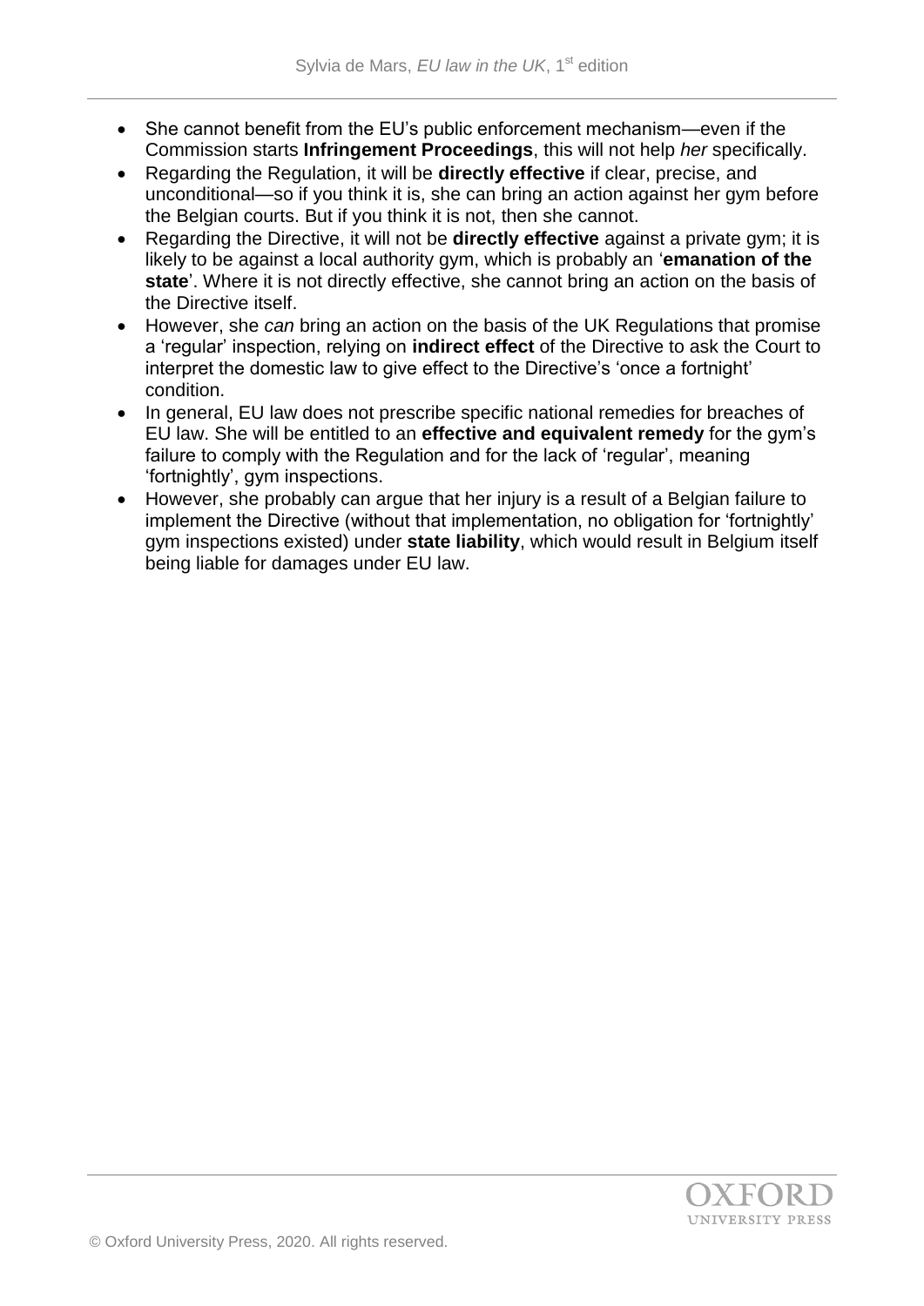- She cannot benefit from the EU's public enforcement mechanism—even if the Commission starts **Infringement Proceedings**, this will not help *her* specifically.
- Regarding the Regulation, it will be **directly effective** if clear, precise, and unconditional—so if you think it is, she can bring an action against her gym before the Belgian courts. But if you think it is not, then she cannot.
- Regarding the Directive, it will not be **directly effective** against a private gym; it is likely to be against a local authority gym, which is probably an '**emanation of the state**'. Where it is not directly effective, she cannot bring an action on the basis of the Directive itself.
- However, she *can* bring an action on the basis of the UK Regulations that promise a 'regular' inspection, relying on **indirect effect** of the Directive to ask the Court to interpret the domestic law to give effect to the Directive's 'once a fortnight' condition.
- In general, EU law does not prescribe specific national remedies for breaches of EU law. She will be entitled to an **effective and equivalent remedy** for the gym's failure to comply with the Regulation and for the lack of 'regular', meaning 'fortnightly', gym inspections.
- However, she probably can argue that her injury is a result of a Belgian failure to implement the Directive (without that implementation, no obligation for 'fortnightly' gym inspections existed) under **state liability**, which would result in Belgium itself being liable for damages under EU law.